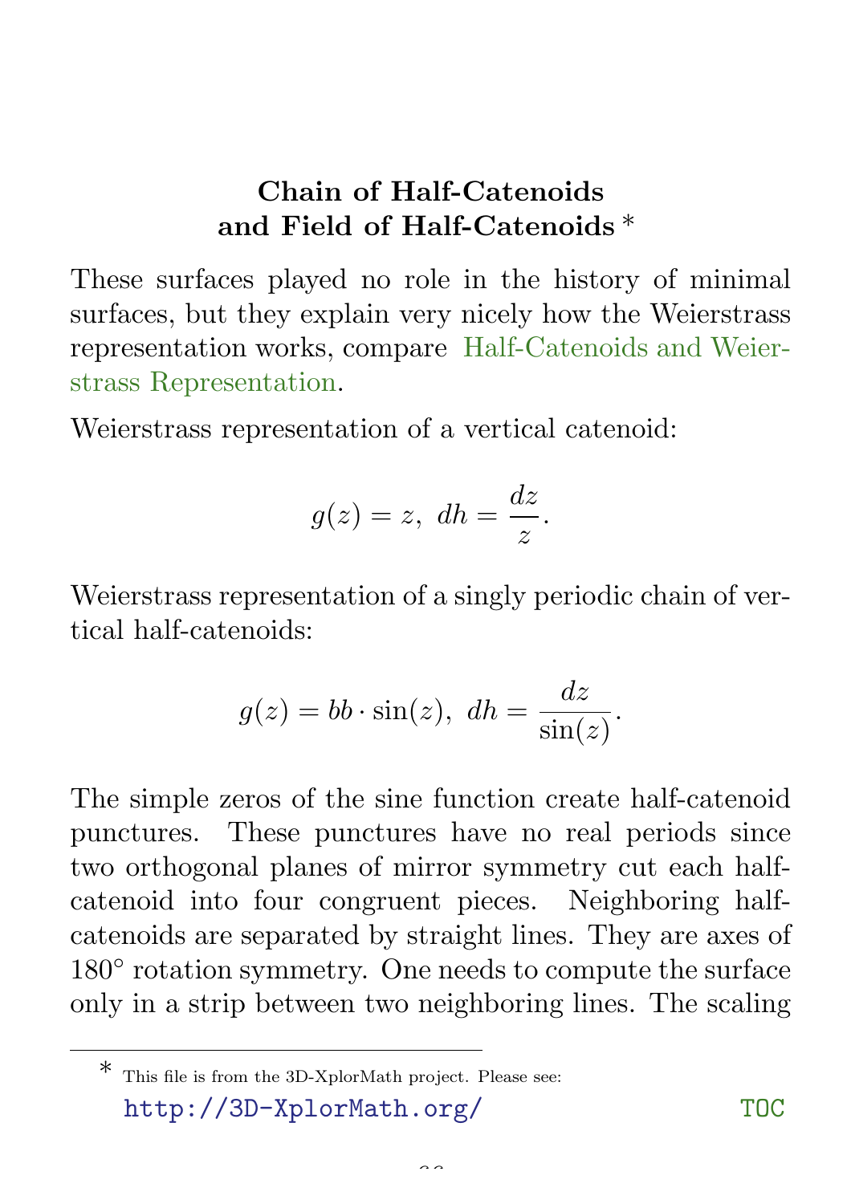# Chain of Half-Catenoids and Field of Half-Catenoids *

These surfaces played no role in the history of minimal surfaces, but they explain very nicely how the Weierstrass representation works, compare Half-Catenoids and Weierstrass Representation.

Weierstrass representation of a vertical catenoid:

$$g(z) = z,\ dh = \frac{dz}{z}.$$

Weierstrass representation of a singly periodic chain of vertical half-catenoids:

$$g(z) = bb \cdot \sin(z),\ dh = \frac{dz}{\sin(z)}.$$

The simple zeros of the sine function create half-catenoid punctures. These punctures have no real periods since two orthogonal planes of mirror symmetry cut each half-catenoid into four congruent pieces. Neighboring half-catenoids are separated by straight lines. They are axes of $180^\circ$ rotation symmetry. One needs to compute the surface only in a strip between two neighboring lines. The scaling

* This file is from the 3D-XplorMath project. Please see: http://3D-XplorMath.org/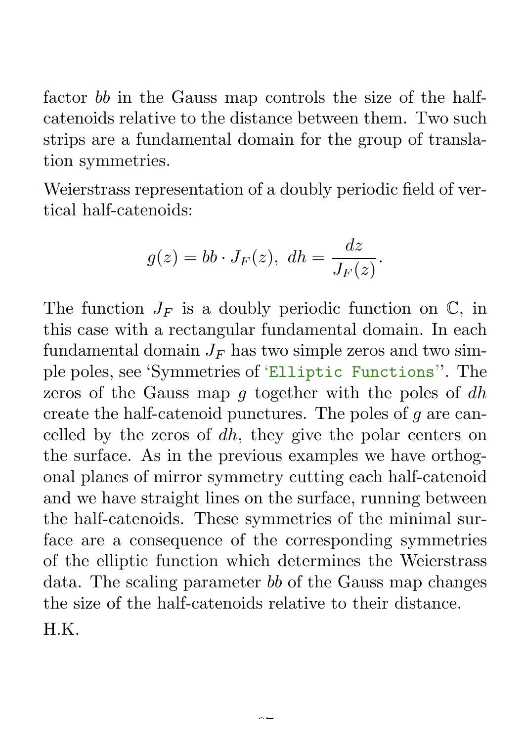factor $bb$ in the Gauss map controls the size of the half-catenoids relative to the distance between them. Two such strips are a fundamental domain for the group of translation symmetries.

Weierstrass representation of a doubly periodic field of vertical half-catenoids:

$$g(z) = bb \cdot J_F(z),\ dh = \frac{dz}{J_F(z)}.$$

The function $J_F$ is a doubly periodic function on $\mathbb{C}$, in this case with a rectangular fundamental domain. In each fundamental domain $J_F$ has two simple zeros and two simple poles, see 'Symmetries of 'Elliptic Functions''. The zeros of the Gauss map $g$ together with the poles of $dh$ create the half-catenoid punctures. The poles of $g$ are cancelled by the zeros of $dh$, they give the polar centers on the surface. As in the previous examples we have orthogonal planes of mirror symmetry cutting each half-catenoid and we have straight lines on the surface, running between the half-catenoids. These symmetries of the minimal surface are a consequence of the corresponding symmetries of the elliptic function which determines the Weierstrass data. The scaling parameter $bb$ of the Gauss map changes the size of the half-catenoids relative to their distance.

H.K.